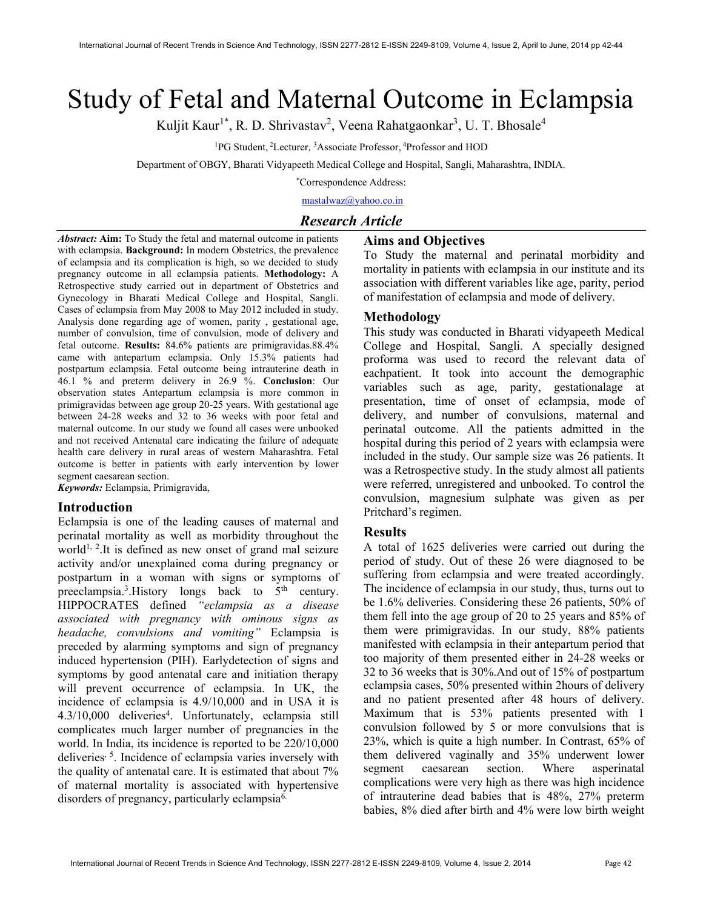# Study of Fetal and Maternal Outcome in Eclampsia

Kuljit Kaur[1*], R. D. Shrivastav[2], Veena Rahatgaonkar[3], U. T. Bhosale[4]

[1]PG Student, [2]Lecturer, [3]Associate Professor, [4]Professor and HOD

Department of OBGY, Bharati Vidyapeeth Medical College and Hospital, Sangli, Maharashtra, INDIA.

[*]Correspondence Address:

mastalwaz@yahoo.co.in

## *Research Article*

***Abstract:*** **Aim:** To Study the fetal and maternal outcome in patients with eclampsia. **Background:** In modern Obstetrics, the prevalence of eclampsia and its complication is high, so we decided to study pregnancy outcome in all eclampsia patients. **Methodology:** A Retrospective study carried out in department of Obstetrics and Gynecology in Bharati Medical College and Hospital, Sangli. Cases of eclampsia from May 2008 to May 2012 included in study. Analysis done regarding age of women, parity , gestational age, number of convulsion, time of convulsion, mode of delivery and fetal outcome. **Results:** 84.6% patients are primigravidas.88.4% came with antepartum eclampsia. Only 15.3% patients had postpartum eclampsia. Fetal outcome being intrauterine death in 46.1 % and preterm delivery in 26.9 %. **Conclusion**: Our observation states Antepartum eclampsia is more common in primigravidas between age group 20-25 years. With gestational age between 24-28 weeks and 32 to 36 weeks with poor fetal and maternal outcome. In our study we found all cases were unbooked and not received Antenatal care indicating the failure of adequate health care delivery in rural areas of western Maharashtra. Fetal outcome is better in patients with early intervention by lower segment caesarean section.

***Keywords:*** Eclampsia, Primigravida,

## Introduction

Eclampsia is one of the leading causes of maternal and perinatal mortality as well as morbidity throughout the world[1, 2].It is defined as new onset of grand mal seizure activity and/or unexplained coma during pregnancy or postpartum in a woman with signs or symptoms of preeclampsia.[3].History longs back to 5th century. HIPPOCRATES defined *"eclampsia as a disease associated with pregnancy with ominous signs as headache, convulsions and vomiting"* Eclampsia is preceded by alarming symptoms and sign of pregnancy induced hypertension (PIH). Earlydetection of signs and symptoms by good antenatal care and initiation therapy will prevent occurrence of eclampsia. In UK, the incidence of eclampsia is 4.9/10,000 and in USA it is 4.3/10,000 deliveries[4]. Unfortunately, eclampsia still complicates much larger number of pregnancies in the world. In India, its incidence is reported to be 220/10,000 deliveries[, 5]. Incidence of eclampsia varies inversely with the quality of antenatal care. It is estimated that about 7% of maternal mortality is associated with hypertensive disorders of pregnancy, particularly eclampsia[6.]

## Aims and Objectives

To Study the maternal and perinatal morbidity and mortality in patients with eclampsia in our institute and its association with different variables like age, parity, period of manifestation of eclampsia and mode of delivery.

## Methodology

This study was conducted in Bharati vidyapeeth Medical College and Hospital, Sangli. A specially designed proforma was used to record the relevant data of eachpatient. It took into account the demographic variables such as age, parity, gestationalage at presentation, time of onset of eclampsia, mode of delivery, and number of convulsions, maternal and perinatal outcome. All the patients admitted in the hospital during this period of 2 years with eclampsia were included in the study. Our sample size was 26 patients. It was a Retrospective study. In the study almost all patients were referred, unregistered and unbooked. To control the convulsion, magnesium sulphate was given as per Pritchard's regimen.

## Results

A total of 1625 deliveries were carried out during the period of study. Out of these 26 were diagnosed to be suffering from eclampsia and were treated accordingly. The incidence of eclampsia in our study, thus, turns out to be 1.6% deliveries. Considering these 26 patients, 50% of them fell into the age group of 20 to 25 years and 85% of them were primigravidas. In our study, 88% patients manifested with eclampsia in their antepartum period that too majority of them presented either in 24-28 weeks or 32 to 36 weeks that is 30%.And out of 15% of postpartum eclampsia cases, 50% presented within 2hours of delivery and no patient presented after 48 hours of delivery. Maximum that is 53% patients presented with 1 convulsion followed by 5 or more convulsions that is 23%, which is quite a high number. In Contrast, 65% of them delivered vaginally and 35% underwent lower segment caesarean section. Where asperinatal complications were very high as there was high incidence of intrauterine dead babies that is 48%, 27% preterm babies, 8% died after birth and 4% were low birth weight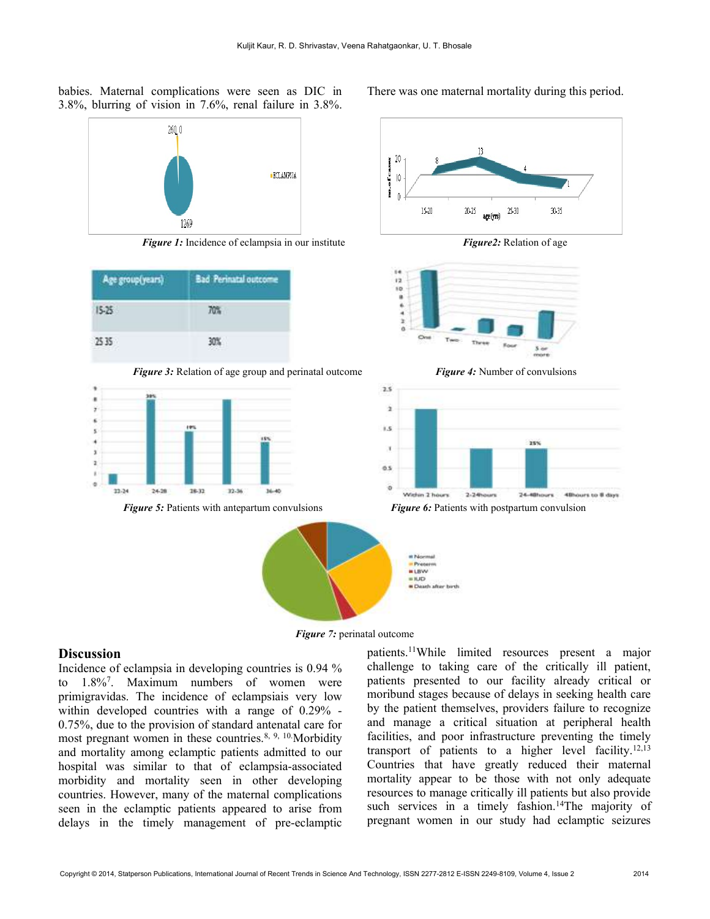babies. Maternal complications were seen as DIC in 3.8%, blurring of vision in 7.6%, renal failure in 3.8%. There was one maternal mortality during this period.

***Figure 1:*** Incidence of eclampsia in our institute

***Figure2:*** Relation of age

| Age group(years) | Bad Perinatal outcome |
|---|---|
| 15-25 | 70% |
| 25 35 | 30% |

***Figure 3:*** Relation of age group and perinatal outcome

***Figure 4:*** Number of convulsions

***Figure 5:*** Patients with antepartum convulsions

***Figure 6:*** Patients with postpartum convulsion

***Figure 7:*** perinatal outcome

## Discussion

Incidence of eclampsia in developing countries is 0.94 % to 1.8%[7]. Maximum numbers of women were primigravidas. The incidence of eclampsiais very low within developed countries with a range of 0.29% - 0.75%, due to the provision of standard antenatal care for most pregnant women in these countries.[8, 9, 10] Morbidity and mortality among eclamptic patients admitted to our hospital was similar to that of eclampsia-associated morbidity and mortality seen in other developing countries. However, many of the maternal complications seen in the eclamptic patients appeared to arise from delays in the timely management of pre-eclamptic patients.[11] While limited resources present a major challenge to taking care of the critically ill patient, patients presented to our facility already critical or moribund stages because of delays in seeking health care by the patient themselves, providers failure to recognize and manage a critical situation at peripheral health facilities, and poor infrastructure preventing the timely transport of patients to a higher level facility.[12,13] Countries that have greatly reduced their maternal mortality appear to be those with not only adequate resources to manage critically ill patients but also provide such services in a timely fashion.[14] The majority of pregnant women in our study had eclamptic seizures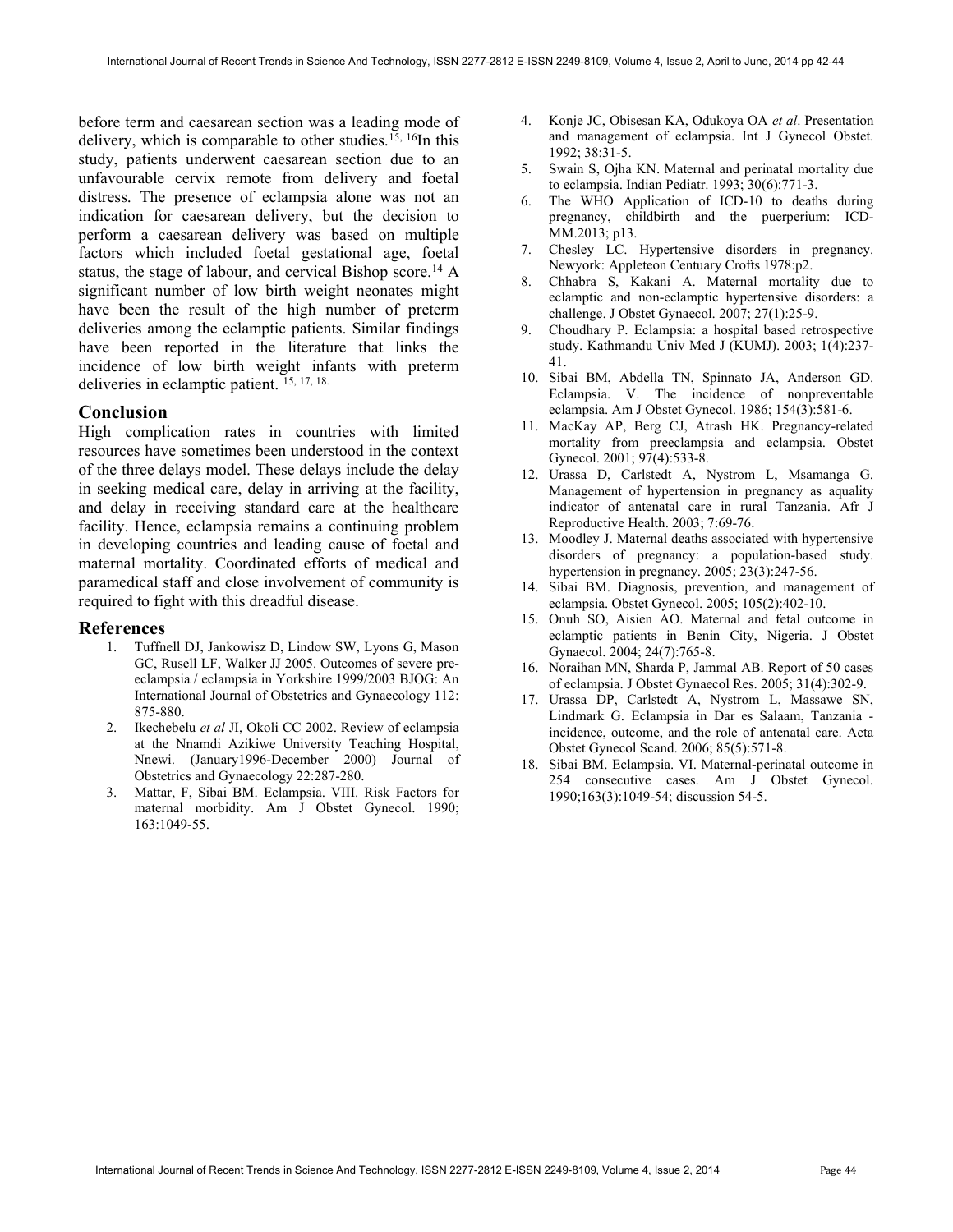before term and caesarean section was a leading mode of delivery, which is comparable to other studies.[15, 16] In this study, patients underwent caesarean section due to an unfavourable cervix remote from delivery and foetal distress. The presence of eclampsia alone was not an indication for caesarean delivery, but the decision to perform a caesarean delivery was based on multiple factors which included foetal gestational age, foetal status, the stage of labour, and cervical Bishop score.[14] A significant number of low birth weight neonates might have been the result of the high number of preterm deliveries among the eclamptic patients. Similar findings have been reported in the literature that links the incidence of low birth weight infants with preterm deliveries in eclamptic patient. [15, 17, 18.]

## Conclusion

High complication rates in countries with limited resources have sometimes been understood in the context of the three delays model. These delays include the delay in seeking medical care, delay in arriving at the facility, and delay in receiving standard care at the healthcare facility. Hence, eclampsia remains a continuing problem in developing countries and leading cause of foetal and maternal mortality. Coordinated efforts of medical and paramedical staff and close involvement of community is required to fight with this dreadful disease.

## References

1. Tuffnell DJ, Jankowisz D, Lindow SW, Lyons G, Mason GC, Rusell LF, Walker JJ 2005. Outcomes of severe pre-eclampsia / eclampsia in Yorkshire 1999/2003 BJOG: An International Journal of Obstetrics and Gynaecology 112: 875-880.
2. Ikechebelu *et al* JI, Okoli CC 2002. Review of eclampsia at the Nnamdi Azikiwe University Teaching Hospital, Nnewi. (January1996-December 2000) Journal of Obstetrics and Gynaecology 22:287-280.
3. Mattar, F, Sibai BM. Eclampsia. VIII. Risk Factors for maternal morbidity. Am J Obstet Gynecol. 1990; 163:1049-55.
4. Konje JC, Obisesan KA, Odukoya OA *et al*. Presentation and management of eclampsia. Int J Gynecol Obstet. 1992; 38:31-5.
5. Swain S, Ojha KN. Maternal and perinatal mortality due to eclampsia. Indian Pediatr. 1993; 30(6):771-3.
6. The WHO Application of ICD-10 to deaths during pregnancy, childbirth and the puerperium: ICD-MM.2013; p13.
7. Chesley LC. Hypertensive disorders in pregnancy. Newyork: Appleteon Centuary Crofts 1978:p2.
8. Chhabra S, Kakani A. Maternal mortality due to eclamptic and non-eclamptic hypertensive disorders: a challenge. J Obstet Gynaecol. 2007; 27(1):25-9.
9. Choudhary P. Eclampsia: a hospital based retrospective study. Kathmandu Univ Med J (KUMJ). 2003; 1(4):237-41.
10. Sibai BM, Abdella TN, Spinnato JA, Anderson GD. Eclampsia. V. The incidence of nonpreventable eclampsia. Am J Obstet Gynecol. 1986; 154(3):581-6.
11. MacKay AP, Berg CJ, Atrash HK. Pregnancy-related mortality from preeclampsia and eclampsia. Obstet Gynecol. 2001; 97(4):533-8.
12. Urassa D, Carlstedt A, Nystrom L, Msamanga G. Management of hypertension in pregnancy as aquality indicator of antenatal care in rural Tanzania. Afr J Reproductive Health. 2003; 7:69-76.
13. Moodley J. Maternal deaths associated with hypertensive disorders of pregnancy: a population-based study. hypertension in pregnancy. 2005; 23(3):247-56.
14. Sibai BM. Diagnosis, prevention, and management of eclampsia. Obstet Gynecol. 2005; 105(2):402-10.
15. Onuh SO, Aisien AO. Maternal and fetal outcome in eclamptic patients in Benin City, Nigeria. J Obstet Gynaecol. 2004; 24(7):765-8.
16. Noraihan MN, Sharda P, Jammal AB. Report of 50 cases of eclampsia. J Obstet Gynaecol Res. 2005; 31(4):302-9.
17. Urassa DP, Carlstedt A, Nystrom L, Massawe SN, Lindmark G. Eclampsia in Dar es Salaam, Tanzania - incidence, outcome, and the role of antenatal care. Acta Obstet Gynecol Scand. 2006; 85(5):571-8.
18. Sibai BM. Eclampsia. VI. Maternal-perinatal outcome in 254 consecutive cases. Am J Obstet Gynecol. 1990;163(3):1049-54; discussion 54-5.